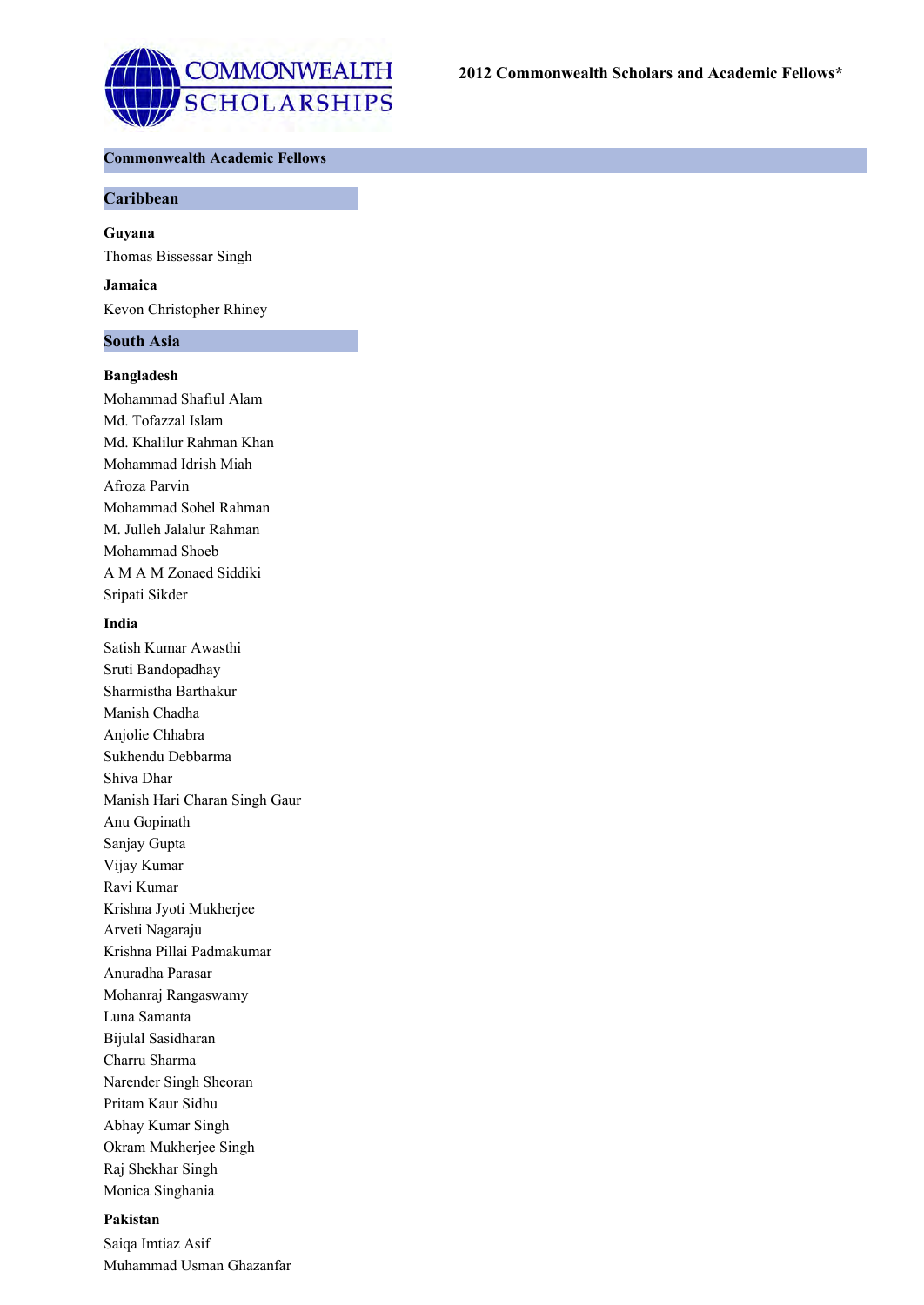# 2012 Commonwealth Scholars and Academic Fellows*

## Commonwealth Academic Fellows

### Caribbean

**Guyana**

Thomas Bissessar Singh

**Jamaica**

Kevon Christopher Rhiney

### South Asia

**Bangladesh**

Mohammad Shafiul Alam
Md. Tofazzal Islam
Md. Khalilur Rahman Khan
Mohammad Idrish Miah
Afroza Parvin
Mohammad Sohel Rahman
M. Julleh Jalalur Rahman
Mohammad Shoeb
A M A M Zonaed Siddiki
Sripati Sikder

**India**

Satish Kumar Awasthi
Sruti Bandopadhay
Sharmistha Barthakur
Manish Chadha
Anjolie Chhabra
Sukhendu Debbarma
Shiva Dhar
Manish Hari Charan Singh Gaur
Anu Gopinath
Sanjay Gupta
Vijay Kumar
Ravi Kumar
Krishna Jyoti Mukherjee
Arveti Nagaraju
Krishna Pillai Padmakumar
Anuradha Parasar
Mohanraj Rangaswamy
Luna Samanta
Bijulal Sasidharan
Charru Sharma
Narender Singh Sheoran
Pritam Kaur Sidhu
Abhay Kumar Singh
Okram Mukherjee Singh
Raj Shekhar Singh
Monica Singhania

**Pakistan**

Saiqa Imtiaz Asif
Muhammad Usman Ghazanfar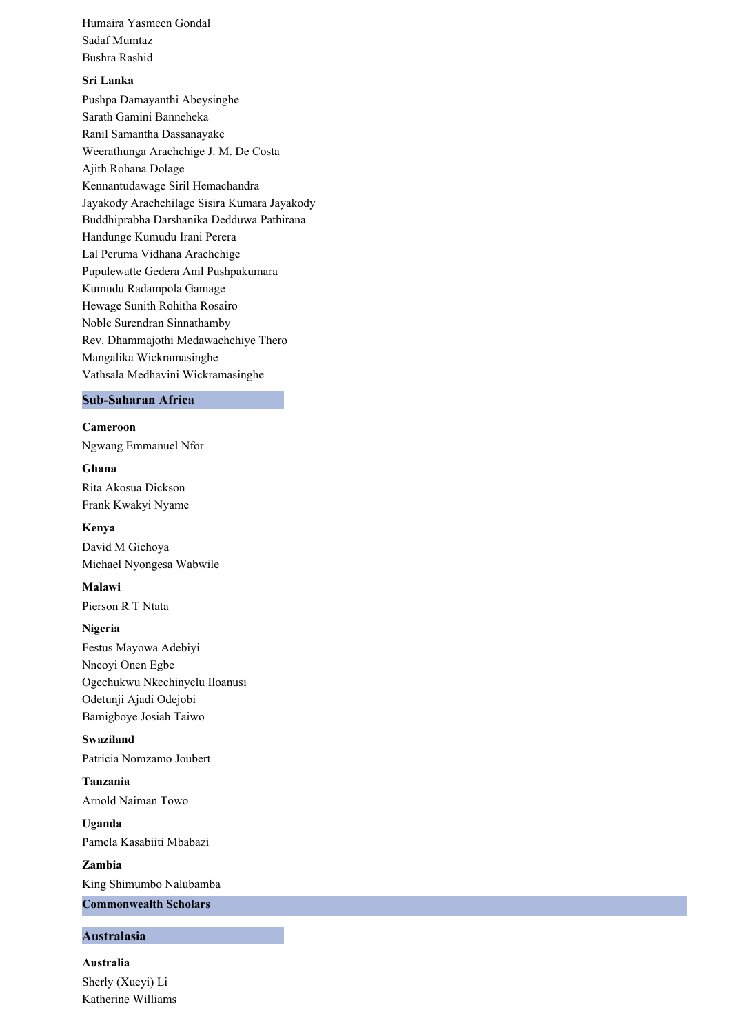Humaira Yasmeen Gondal
Sadaf Mumtaz
Bushra Rashid

### Sri Lanka

Pushpa Damayanthi Abeysinghe
Sarath Gamini Banneheka
Ranil Samantha Dassanayake
Weerathunga Arachchige J. M. De Costa
Ajith Rohana Dolage
Kennantudawage Siril Hemachandra
Jayakody Arachchilage Sisira Kumara Jayakody
Buddhiprabha Darshanika Dedduwa Pathirana
Handunge Kumudu Irani Perera
Lal Peruma Vidhana Arachchige
Pupulewatte Gedera Anil Pushpakumara
Kumudu Radampola Gamage
Hewage Sunith Rohitha Rosairo
Noble Surendran Sinnathamby
Rev. Dhammajothi Medawachchiye Thero
Mangalika Wickramasinghe
Vathsala Medhavini Wickramasinghe

## Sub-Saharan Africa

### Cameroon

Ngwang Emmanuel Nfor

### Ghana

Rita Akosua Dickson
Frank Kwakyi Nyame

### Kenya

David M Gichoya
Michael Nyongesa Wabwile

### Malawi

Pierson R T Ntata

### Nigeria

Festus Mayowa Adebiyi
Nneoyi Onen Egbe
Ogechukwu Nkechinyelu Iloanusi
Odetunji Ajadi Odejobi
Bamigboye Josiah Taiwo

### Swaziland

Patricia Nomzamo Joubert

### Tanzania

Arnold Naiman Towo

### Uganda

Pamela Kasabiiti Mbabazi

### Zambia

King Shimumbo Nalubamba

# Commonwealth Scholars

## Australasia

### Australia

Sherly (Xueyi) Li
Katherine Williams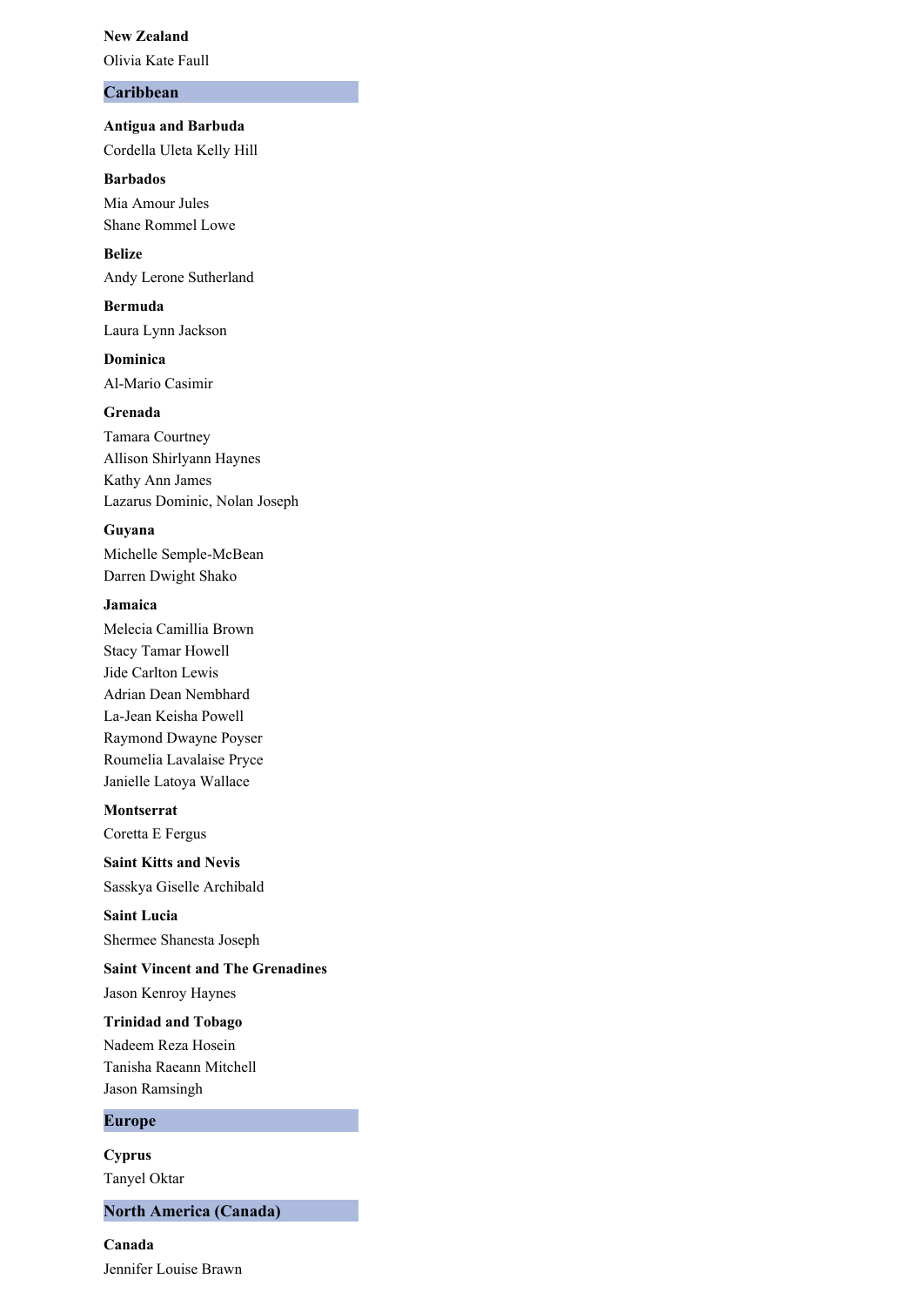**New Zealand**

Olivia Kate Faull

## Caribbean

**Antigua and Barbuda**

Cordella Uleta Kelly Hill

**Barbados**

Mia Amour Jules
Shane Rommel Lowe

**Belize**

Andy Lerone Sutherland

**Bermuda**

Laura Lynn Jackson

**Dominica**

Al-Mario Casimir

**Grenada**

Tamara Courtney
Allison Shirlyann Haynes
Kathy Ann James
Lazarus Dominic, Nolan Joseph

**Guyana**

Michelle Semple-McBean
Darren Dwight Shako

**Jamaica**

Melecia Camillia Brown
Stacy Tamar Howell
Jide Carlton Lewis
Adrian Dean Nembhard
La-Jean Keisha Powell
Raymond Dwayne Poyser
Roumelia Lavalaise Pryce
Janielle Latoya Wallace

**Montserrat**

Coretta E Fergus

**Saint Kitts and Nevis**

Sasskya Giselle Archibald

**Saint Lucia**

Shermee Shanesta Joseph

**Saint Vincent and The Grenadines**

Jason Kenroy Haynes

**Trinidad and Tobago**

Nadeem Reza Hosein
Tanisha Raeann Mitchell
Jason Ramsingh

## Europe

**Cyprus**

Tanyel Oktar

## North America (Canada)

**Canada**

Jennifer Louise Brawn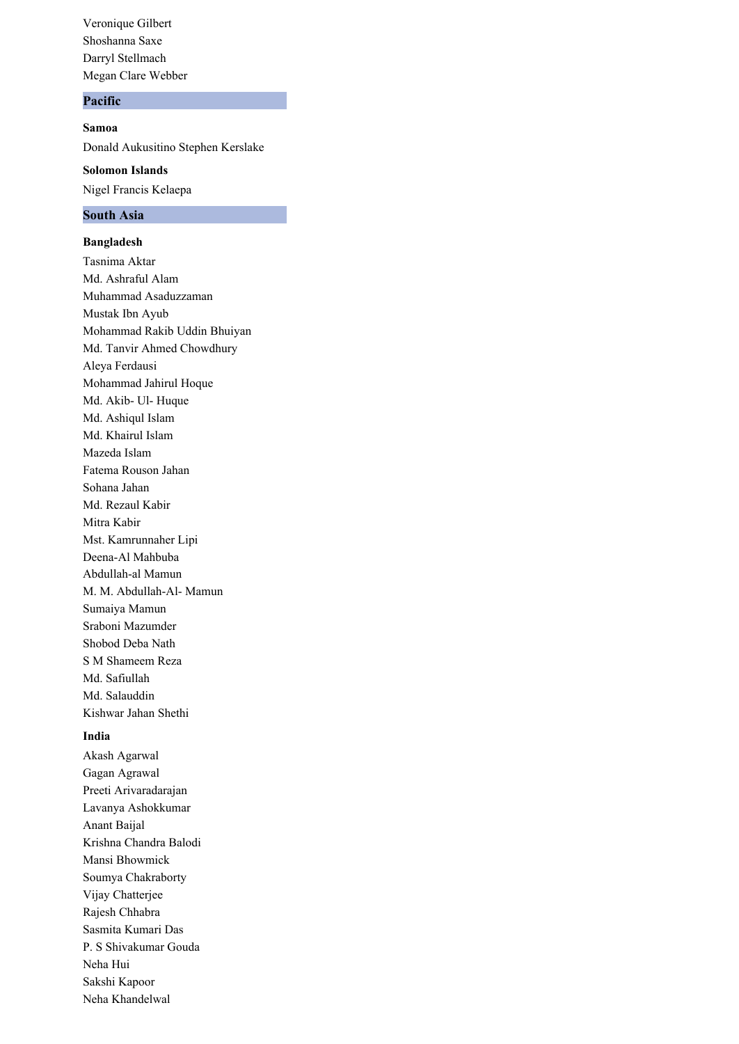Veronique Gilbert
Shoshanna Saxe
Darryl Stellmach
Megan Clare Webber

## Pacific

**Samoa**

Donald Aukusitino Stephen Kerslake

**Solomon Islands**

Nigel Francis Kelaepa

## South Asia

**Bangladesh**

Tasnima Aktar
Md. Ashraful Alam
Muhammad Asaduzzaman
Mustak Ibn Ayub
Mohammad Rakib Uddin Bhuiyan
Md. Tanvir Ahmed Chowdhury
Aleya Ferdausi
Mohammad Jahirul Hoque
Md. Akib- Ul- Huque
Md. Ashiqul Islam
Md. Khairul Islam
Mazeda Islam
Fatema Rouson Jahan
Sohana Jahan
Md. Rezaul Kabir
Mitra Kabir
Mst. Kamrunnaher Lipi
Deena-Al Mahbuba
Abdullah-al Mamun
M. M. Abdullah-Al- Mamun
Sumaiya Mamun
Sraboni Mazumder
Shobod Deba Nath
S M Shameem Reza
Md. Safiullah
Md. Salauddin
Kishwar Jahan Shethi

**India**

Akash Agarwal
Gagan Agrawal
Preeti Arivaradarajan
Lavanya Ashokkumar
Anant Baijal
Krishna Chandra Balodi
Mansi Bhowmick
Soumya Chakraborty
Vijay Chatterjee
Rajesh Chhabra
Sasmita Kumari Das
P. S Shivakumar Gouda
Neha Hui
Sakshi Kapoor
Neha Khandelwal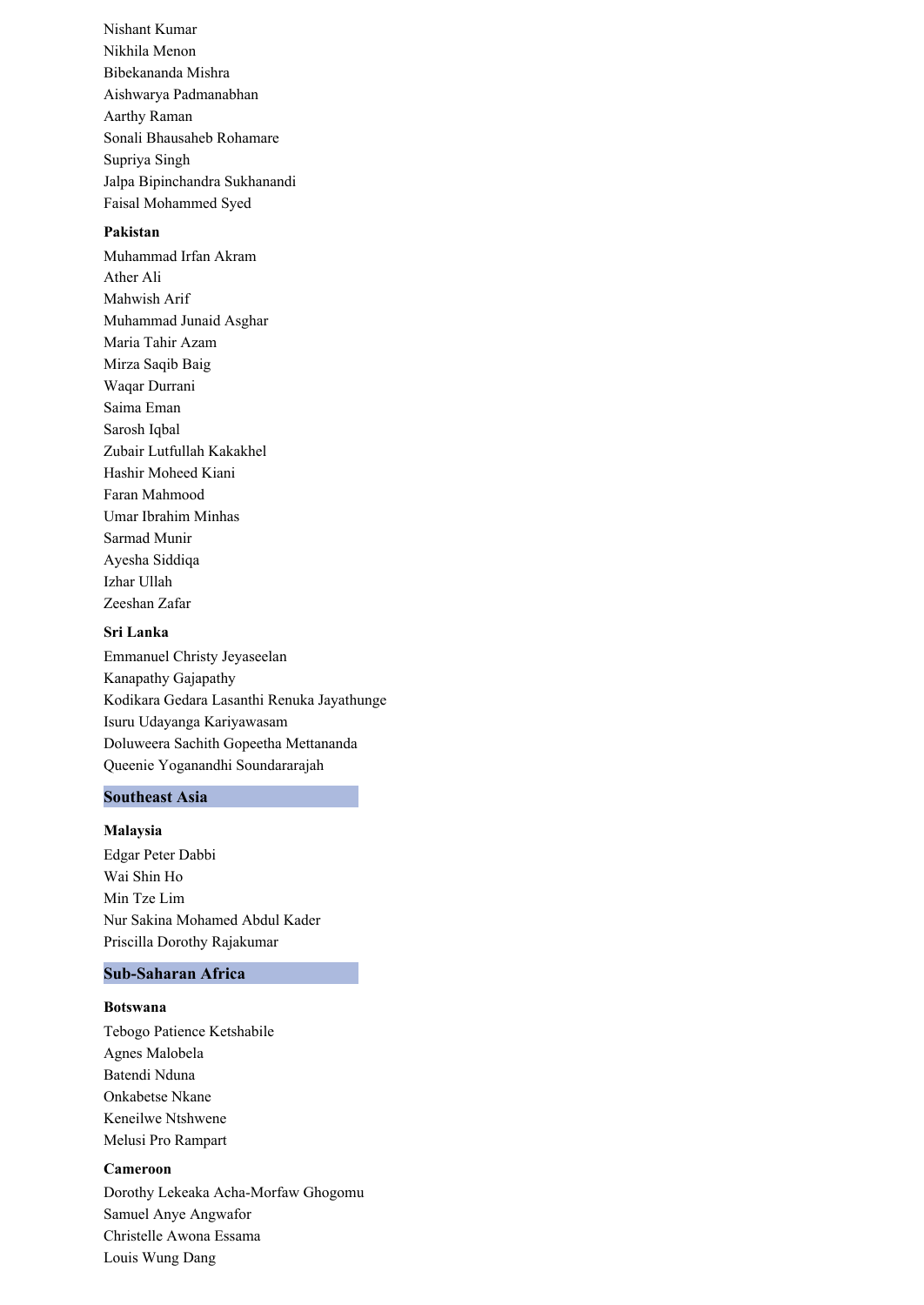Nishant Kumar
Nikhila Menon
Bibekananda Mishra
Aishwarya Padmanabhan
Aarthy Raman
Sonali Bhausaheb Rohamare
Supriya Singh
Jalpa Bipinchandra Sukhanandi
Faisal Mohammed Syed

#### Pakistan

Muhammad Irfan Akram
Ather Ali
Mahwish Arif
Muhammad Junaid Asghar
Maria Tahir Azam
Mirza Saqib Baig
Waqar Durrani
Saima Eman
Sarosh Iqbal
Zubair Lutfullah Kakakhel
Hashir Moheed Kiani
Faran Mahmood
Umar Ibrahim Minhas
Sarmad Munir
Ayesha Siddiqa
Izhar Ullah
Zeeshan Zafar

#### Sri Lanka

Emmanuel Christy Jeyaseelan
Kanapathy Gajapathy
Kodikara Gedara Lasanthi Renuka Jayathunge
Isuru Udayanga Kariyawasam
Doluweera Sachith Gopeetha Mettananda
Queenie Yoganandhi Soundararajah

### Southeast Asia

#### Malaysia

Edgar Peter Dabbi
Wai Shin Ho
Min Tze Lim
Nur Sakina Mohamed Abdul Kader
Priscilla Dorothy Rajakumar

### Sub-Saharan Africa

#### Botswana

Tebogo Patience Ketshabile
Agnes Malobela
Batendi Nduna
Onkabetse Nkane
Keneilwe Ntshwene
Melusi Pro Rampart

#### Cameroon

Dorothy Lekeaka Acha-Morfaw Ghogomu
Samuel Anye Angwafor
Christelle Awona Essama
Louis Wung Dang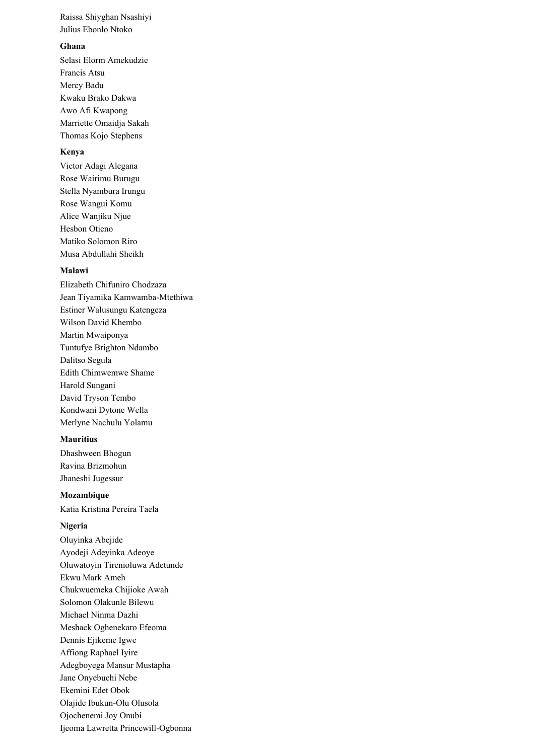Raissa Shiyghan Nsashiyi

Julius Ebonlo Ntoko

**Ghana**

Selasi Elorm Amekudzie

Francis Atsu

Mercy Badu

Kwaku Brako Dakwa

Awo Afi Kwapong

Marriette Omaidja Sakah

Thomas Kojo Stephens

**Kenya**

Victor Adagi Alegana

Rose Wairimu Burugu

Stella Nyambura Irungu

Rose Wangui Komu

Alice Wanjiku Njue

Hesbon Otieno

Matiko Solomon Riro

Musa Abdullahi Sheikh

**Malawi**

Elizabeth Chifuniro Chodzaza

Jean Tiyamika Kamwamba-Mtethiwa

Estiner Walusungu Katengeza

Wilson David Khembo

Martin Mwaiponya

Tuntufye Brighton Ndambo

Dalitso Segula

Edith Chimwemwe Shame

Harold Sungani

David Tryson Tembo

Kondwani Dytone Wella

Merlyne Nachulu Yolamu

**Mauritius**

Dhashween Bhogun

Ravina Brizmohun

Jhaneshi Jugessur

**Mozambique**

Katia Kristina Pereira Taela

**Nigeria**

Oluyinka Abejide

Ayodeji Adeyinka Adeoye

Oluwatoyin Tirenioluwa Adetunde

Ekwu Mark Ameh

Chukwuemeka Chijioke Awah

Solomon Olakunle Bilewu

Michael Ninma Dazhi

Meshack Oghenekaro Efeoma

Dennis Ejikeme Igwe

Affiong Raphael Iyire

Adegboyega Mansur Mustapha

Jane Onyebuchi Nebe

Ekemini Edet Obok

Olajide Ibukun-Olu Olusola

Ojochenemi Joy Onubi

Ijeoma Lawretta Princewill-Ogbonna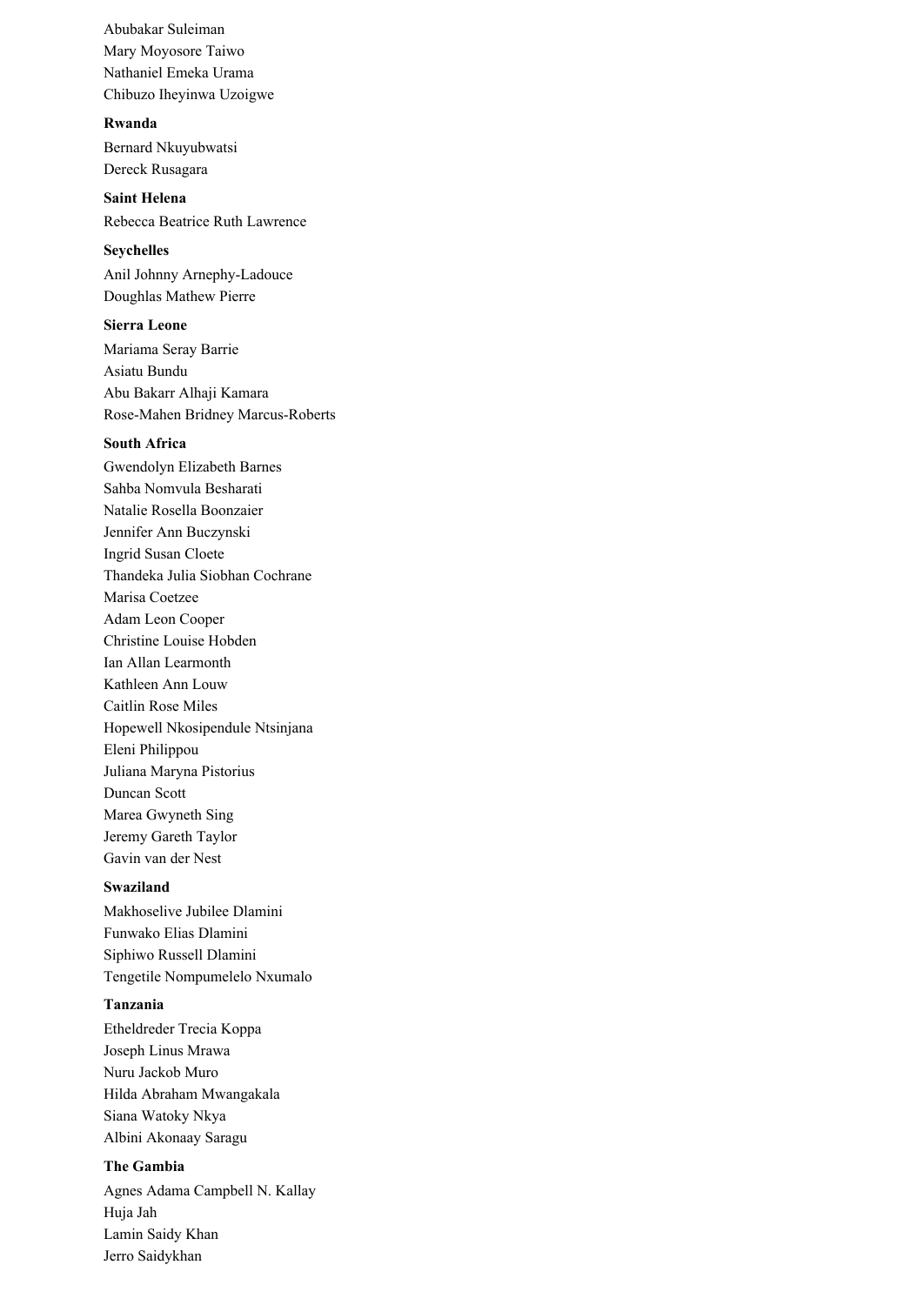Abubakar Suleiman
Mary Moyosore Taiwo
Nathaniel Emeka Urama
Chibuzo Iheyinwa Uzoigwe

**Rwanda**

Bernard Nkuyubwatsi
Dereck Rusagara

**Saint Helena**

Rebecca Beatrice Ruth Lawrence

**Seychelles**

Anil Johnny Arnephy-Ladouce
Doughlas Mathew Pierre

**Sierra Leone**

Mariama Seray Barrie
Asiatu Bundu
Abu Bakarr Alhaji Kamara
Rose-Mahen Bridney Marcus-Roberts

**South Africa**

Gwendolyn Elizabeth Barnes
Sahba Nomvula Besharati
Natalie Rosella Boonzaier
Jennifer Ann Buczynski
Ingrid Susan Cloete
Thandeka Julia Siobhan Cochrane
Marisa Coetzee
Adam Leon Cooper
Christine Louise Hobden
Ian Allan Learmonth
Kathleen Ann Louw
Caitlin Rose Miles
Hopewell Nkosipendule Ntsinjana
Eleni Philippou
Juliana Maryna Pistorius
Duncan Scott
Marea Gwyneth Sing
Jeremy Gareth Taylor
Gavin van der Nest

**Swaziland**

Makhoselive Jubilee Dlamini
Funwako Elias Dlamini
Siphiwo Russell Dlamini
Tengetile Nompumelelo Nxumalo

**Tanzania**

Etheldreder Trecia Koppa
Joseph Linus Mrawa
Nuru Jackob Muro
Hilda Abraham Mwangakala
Siana Watoky Nkya
Albini Akonaay Saragu

**The Gambia**

Agnes Adama Campbell N. Kallay
Huja Jah
Lamin Saidy Khan
Jerro Saidykhan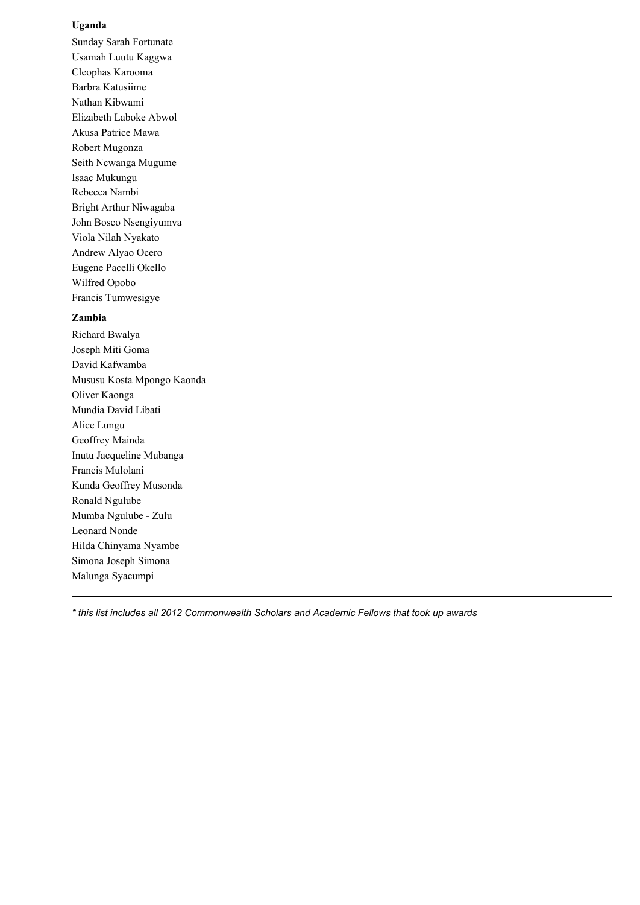**Uganda**

Sunday Sarah Fortunate
Usamah Luutu Kaggwa
Cleophas Karooma
Barbra Katusiime
Nathan Kibwami
Elizabeth Laboke Abwol
Akusa Patrice Mawa
Robert Mugonza
Seith Ncwanga Mugume
Isaac Mukungu
Rebecca Nambi
Bright Arthur Niwagaba
John Bosco Nsengiyumva
Viola Nilah Nyakato
Andrew Alyao Ocero
Eugene Pacelli Okello
Wilfred Opobo
Francis Tumwesigye

**Zambia**

Richard Bwalya
Joseph Miti Goma
David Kafwamba
Mususu Kosta Mpongo Kaonda
Oliver Kaonga
Mundia David Libati
Alice Lungu
Geoffrey Mainda
Inutu Jacqueline Mubanga
Francis Mulolani
Kunda Geoffrey Musonda
Ronald Ngulube
Mumba Ngulube - Zulu
Leonard Nonde
Hilda Chinyama Nyambe
Simona Joseph Simona
Malunga Syacumpi

---

*\* this list includes all 2012 Commonwealth Scholars and Academic Fellows that took up awards*